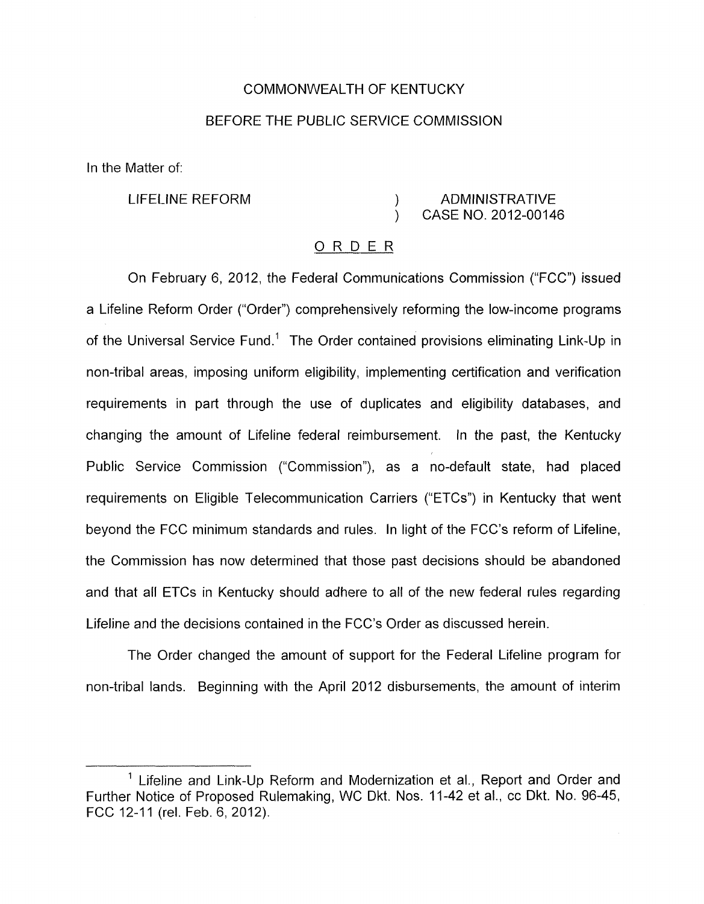COMMONWEALTH OF KENTUCKY

BEFORE THE PUBLIC SERVICE COMMISSION

In the Matter of:

| LIFELINE REFORM | ) | ADMINISTRATIVE |
|---|---|---|
| | ) | CASE NO. 2012-00146 |

ORDER

On February 6, 2012, the Federal Communications Commission ("FCC") issued a Lifeline Reform Order ("Order") comprehensively reforming the low-income programs of the Universal Service Fund.[1] The Order contained provisions eliminating Link-Up in non-tribal areas, imposing uniform eligibility, implementing certification and verification requirements in part through the use of duplicates and eligibility databases, and changing the amount of Lifeline federal reimbursement. In the past, the Kentucky Public Service Commission ("Commission"), as a no-default state, had placed requirements on Eligible Telecommunication Carriers ("ETCs") in Kentucky that went beyond the FCC minimum standards and rules. In light of the FCC's reform of Lifeline, the Commission has now determined that those past decisions should be abandoned and that all ETCs in Kentucky should adhere to all of the new federal rules regarding Lifeline and the decisions contained in the FCC's Order as discussed herein.

The Order changed the amount of support for the Federal Lifeline program for non-tribal lands. Beginning with the April 2012 disbursements, the amount of interim

---

[1] Lifeline and Link-Up Reform and Modernization et al., Report and Order and Further Notice of Proposed Rulemaking, WC Dkt. Nos. 11-42 et al., cc Dkt. No. 96-45, FCC 12-11 (rel. Feb. 6, 2012).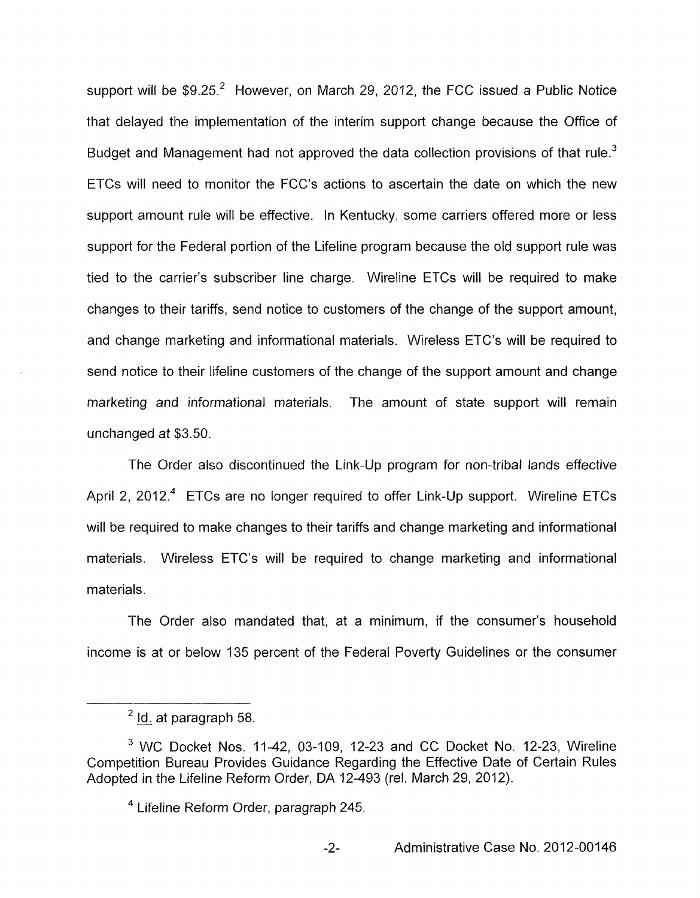support will be \$9.25.[2] However, on March 29, 2012, the FCC issued a Public Notice that delayed the implementation of the interim support change because the Office of Budget and Management had not approved the data collection provisions of that rule.[3] ETCs will need to monitor the FCC's actions to ascertain the date on which the new support amount rule will be effective. In Kentucky, some carriers offered more or less support for the Federal portion of the Lifeline program because the old support rule was tied to the carrier's subscriber line charge. Wireline ETCs will be required to make changes to their tariffs, send notice to customers of the change of the support amount, and change marketing and informational materials. Wireless ETC's will be required to send notice to their lifeline customers of the change of the support amount and change marketing and informational materials. The amount of state support will remain unchanged at \$3.50.

The Order also discontinued the Link-Up program for non-tribal lands effective April 2, 2012.[4] ETCs are no longer required to offer Link-Up support. Wireline ETCs will be required to make changes to their tariffs and change marketing and informational materials. Wireless ETC's will be required to change marketing and informational materials.

The Order also mandated that, at a minimum, if the consumer's household income is at or below 135 percent of the Federal Poverty Guidelines or the consumer

---

[2] Id. at paragraph 58.

[3] WC Docket Nos. 11-42, 03-109, 12-23 and CC Docket No. 12-23, Wireline Competition Bureau Provides Guidance Regarding the Effective Date of Certain Rules Adopted in the Lifeline Reform Order, DA 12-493 (rel. March 29, 2012).

[4] Lifeline Reform Order, paragraph 245.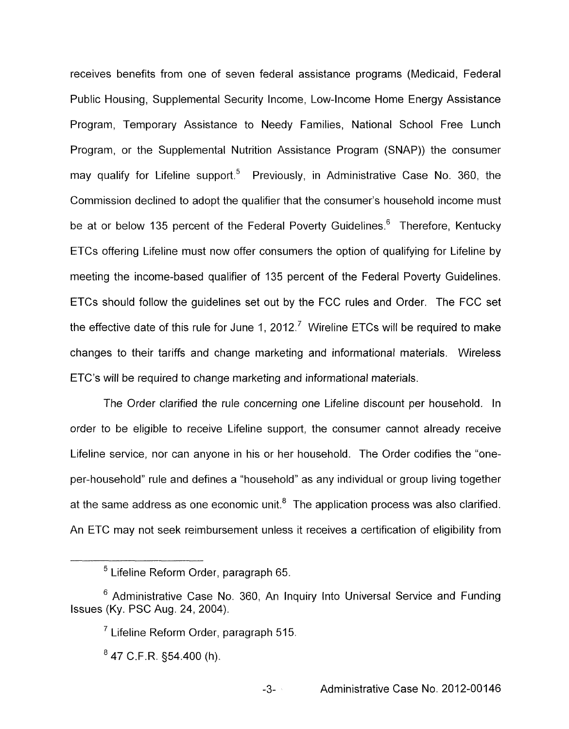receives benefits from one of seven federal assistance programs (Medicaid, Federal Public Housing, Supplemental Security Income, Low-Income Home Energy Assistance Program, Temporary Assistance to Needy Families, National School Free Lunch Program, or the Supplemental Nutrition Assistance Program (SNAP)) the consumer may qualify for Lifeline support.[5] Previously, in Administrative Case No. 360, the Commission declined to adopt the qualifier that the consumer's household income must be at or below 135 percent of the Federal Poverty Guidelines.[6] Therefore, Kentucky ETCs offering Lifeline must now offer consumers the option of qualifying for Lifeline by meeting the income-based qualifier of 135 percent of the Federal Poverty Guidelines. ETCs should follow the guidelines set out by the FCC rules and Order. The FCC set the effective date of this rule for June 1, 2012.[7] Wireline ETCs will be required to make changes to their tariffs and change marketing and informational materials. Wireless ETC's will be required to change marketing and informational materials.

The Order clarified the rule concerning one Lifeline discount per household. In order to be eligible to receive Lifeline support, the consumer cannot already receive Lifeline service, nor can anyone in his or her household. The Order codifies the "one-per-household" rule and defines a "household" as any individual or group living together at the same address as one economic unit.[8] The application process was also clarified. An ETC may not seek reimbursement unless it receives a certification of eligibility from

[5] Lifeline Reform Order, paragraph 65.

[6] Administrative Case No. 360, An Inquiry Into Universal Service and Funding Issues (Ky. PSC Aug. 24, 2004).

[7] Lifeline Reform Order, paragraph 515.

[8] 47 C.F.R. §54.400 (h).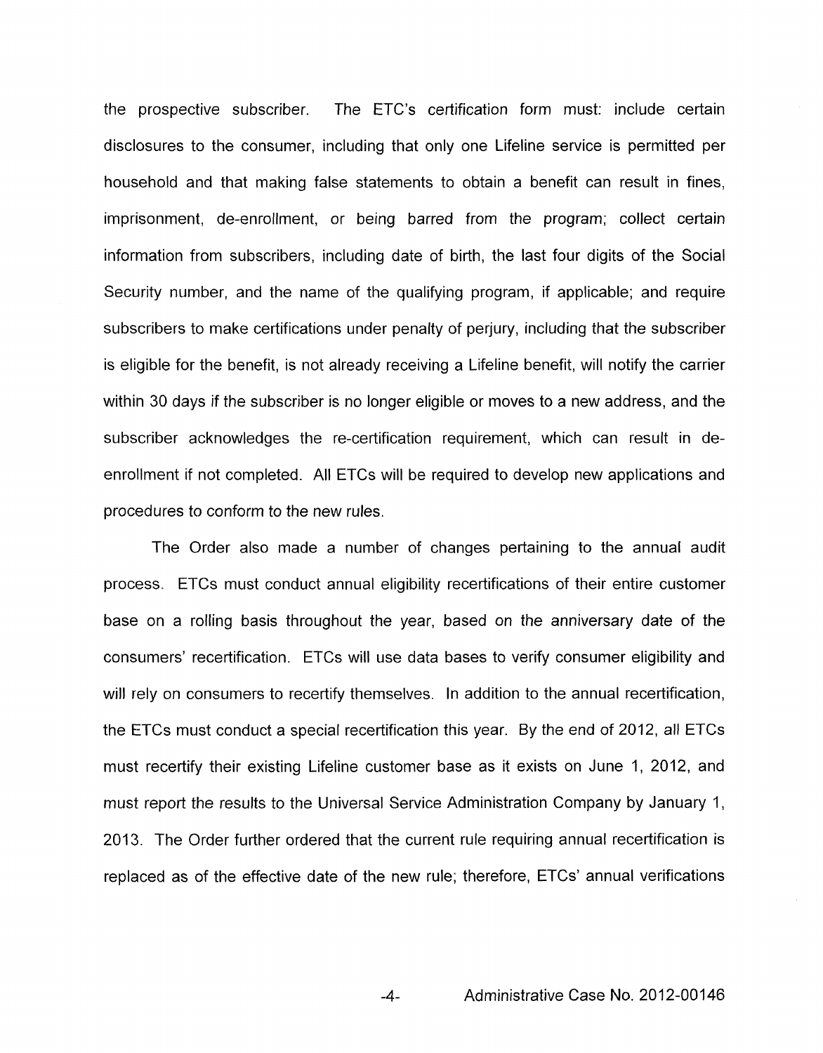the prospective subscriber. The ETC's certification form must: include certain disclosures to the consumer, including that only one Lifeline service is permitted per household and that making false statements to obtain a benefit can result in fines, imprisonment, de-enrollment, or being barred from the program; collect certain information from subscribers, including date of birth, the last four digits of the Social Security number, and the name of the qualifying program, if applicable; and require subscribers to make certifications under penalty of perjury, including that the subscriber is eligible for the benefit, is not already receiving a Lifeline benefit, will notify the carrier within 30 days if the subscriber is no longer eligible or moves to a new address, and the subscriber acknowledges the re-certification requirement, which can result in de-enrollment if not completed. All ETCs will be required to develop new applications and procedures to conform to the new rules.

The Order also made a number of changes pertaining to the annual audit process. ETCs must conduct annual eligibility recertifications of their entire customer base on a rolling basis throughout the year, based on the anniversary date of the consumers' recertification. ETCs will use data bases to verify consumer eligibility and will rely on consumers to recertify themselves. In addition to the annual recertification, the ETCs must conduct a special recertification this year. By the end of 2012, all ETCs must recertify their existing Lifeline customer base as it exists on June 1, 2012, and must report the results to the Universal Service Administration Company by January 1, 2013. The Order further ordered that the current rule requiring annual recertification is replaced as of the effective date of the new rule; therefore, ETCs' annual verifications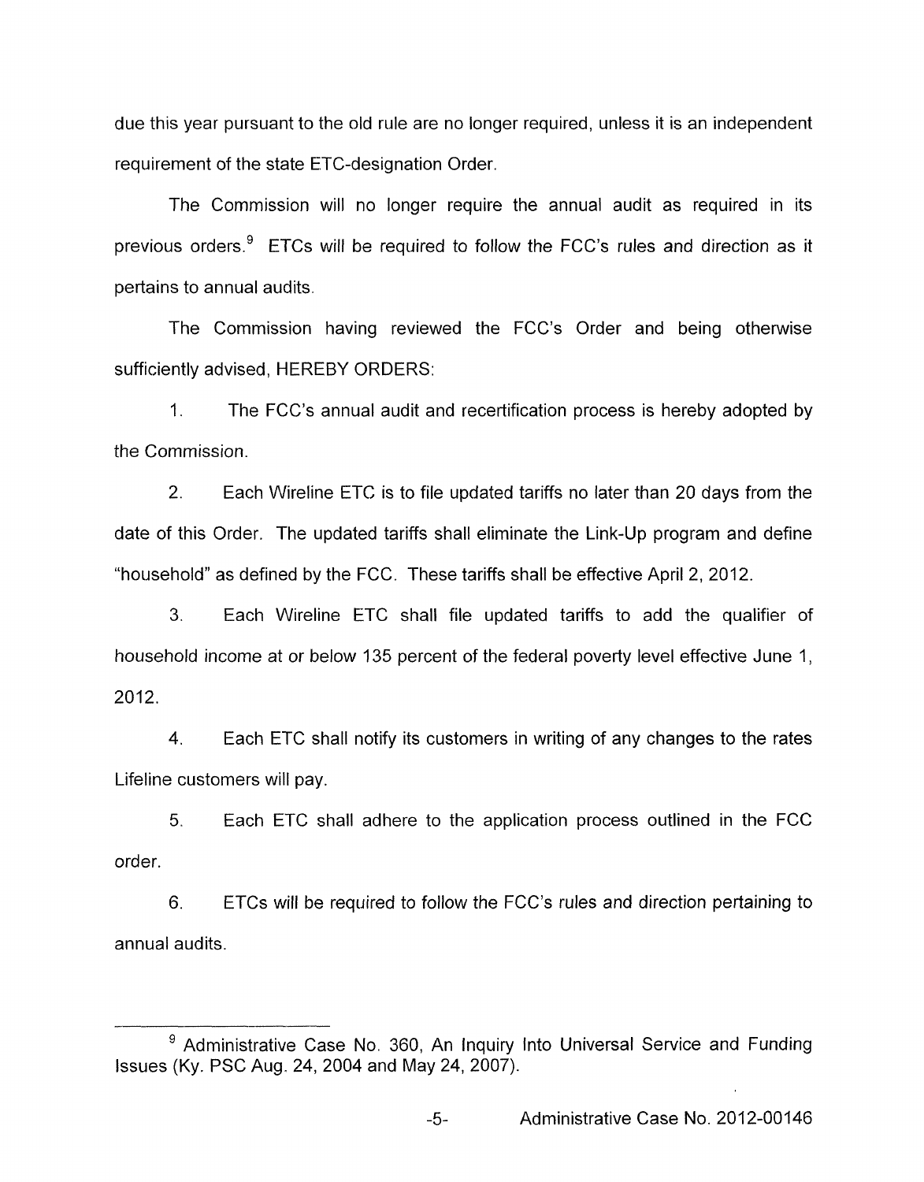due this year pursuant to the old rule are no longer required, unless it is an independent requirement of the state ETC-designation Order.

The Commission will no longer require the annual audit as required in its previous orders.[9] ETCs will be required to follow the FCC's rules and direction as it pertains to annual audits.

The Commission having reviewed the FCC's Order and being otherwise sufficiently advised, HEREBY ORDERS:

1. The FCC's annual audit and recertification process is hereby adopted by the Commission.

2. Each Wireline ETC is to file updated tariffs no later than 20 days from the date of this Order. The updated tariffs shall eliminate the Link-Up program and define "household" as defined by the FCC. These tariffs shall be effective April 2, 2012.

3. Each Wireline ETC shall file updated tariffs to add the qualifier of household income at or below 135 percent of the federal poverty level effective June 1, 2012.

4. Each ETC shall notify its customers in writing of any changes to the rates Lifeline customers will pay.

5. Each ETC shall adhere to the application process outlined in the FCC order.

6. ETCs will be required to follow the FCC's rules and direction pertaining to annual audits.

---

[9] Administrative Case No. 360, An Inquiry Into Universal Service and Funding Issues (Ky. PSC Aug. 24, 2004 and May 24, 2007).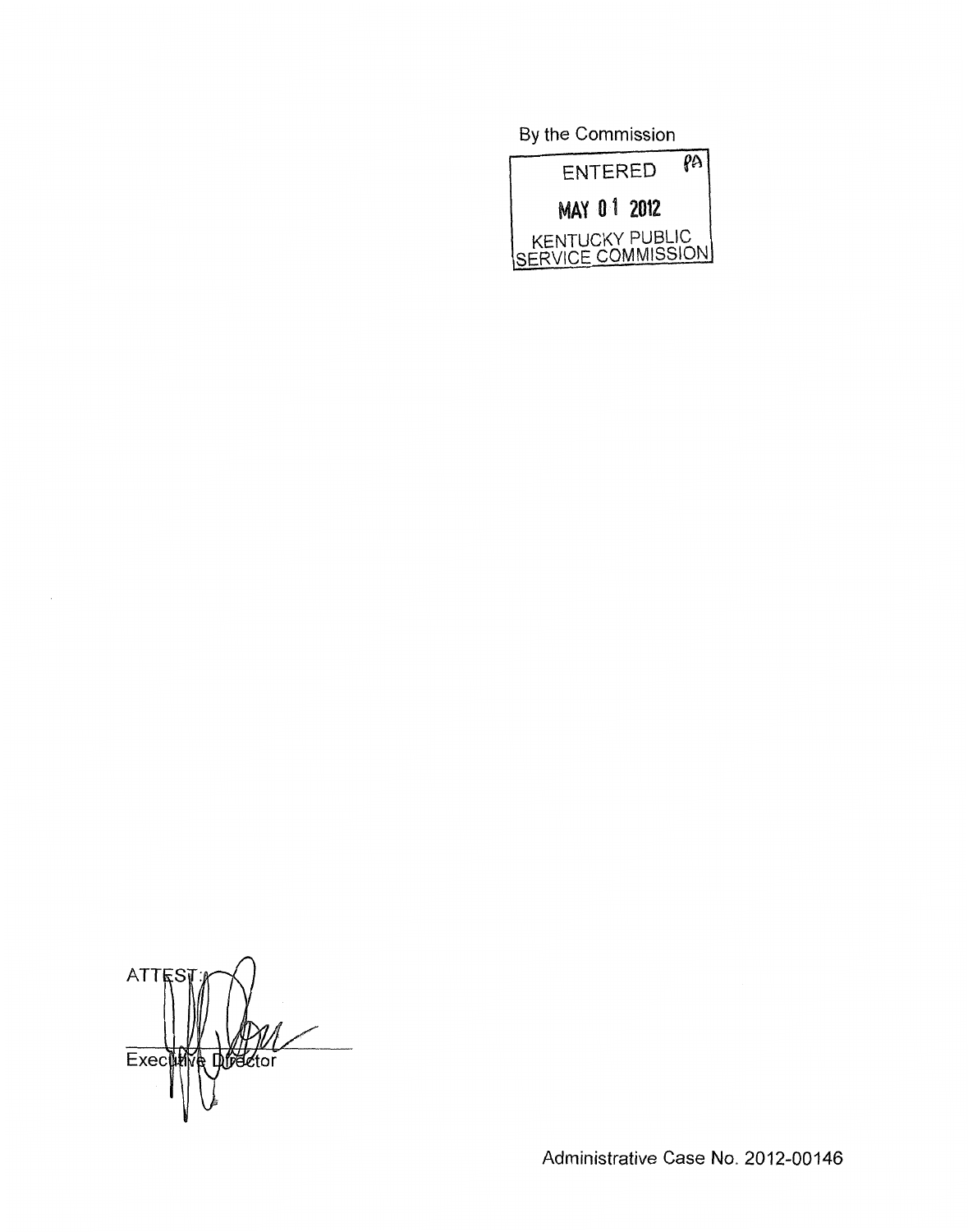By the Commission

ENTERED

MAY 01 2012

KENTUCKY PUBLIC SERVICE COMMISSION

ATTEST:

Executive Director

Administrative Case No. 2012-00146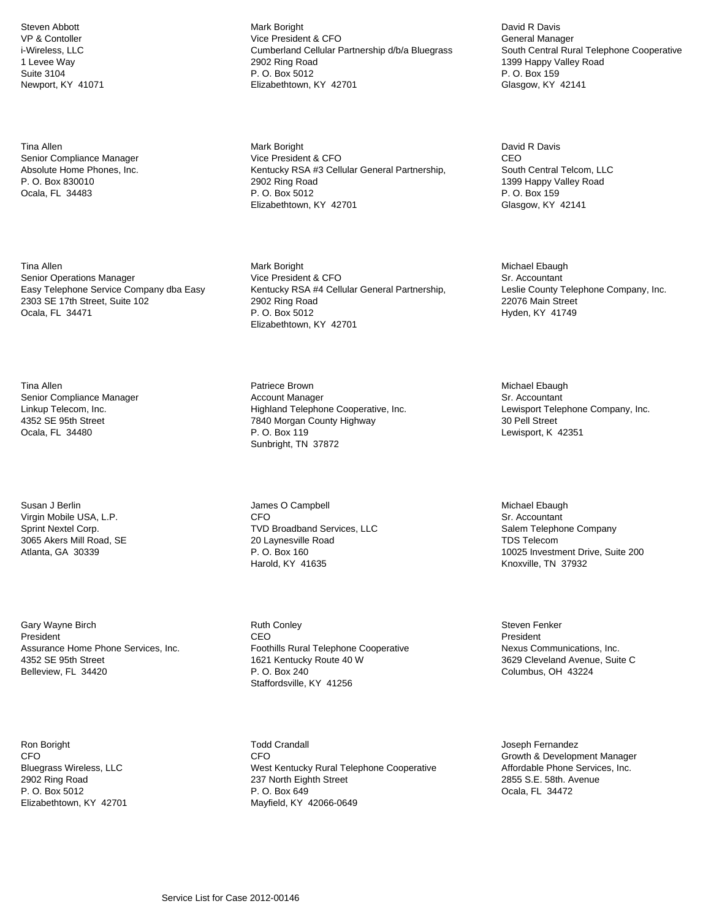Steven Abbott
VP & Contoller
i-Wireless, LLC
1 Levee Way
Suite 3104
Newport, KY 41071

Tina Allen
Senior Compliance Manager
Absolute Home Phones, Inc.
P. O. Box 830010
Ocala, FL 34483

Tina Allen
Senior Operations Manager
Easy Telephone Service Company dba Easy
2303 SE 17th Street, Suite 102
Ocala, FL 34471

Tina Allen
Senior Compliance Manager
Linkup Telecom, Inc.
4352 SE 95th Street
Ocala, FL 34480

Susan J Berlin
Virgin Mobile USA, L.P.
Sprint Nextel Corp.
3065 Akers Mill Road, SE
Atlanta, GA 30339

Gary Wayne Birch
President
Assurance Home Phone Services, Inc.
4352 SE 95th Street
Belleview, FL 34420

Ron Boright
CFO
Bluegrass Wireless, LLC
2902 Ring Road
P. O. Box 5012
Elizabethtown, KY 42701

Mark Boright
Vice President & CFO
Cumberland Cellular Partnership d/b/a Bluegrass
2902 Ring Road
P. O. Box 5012
Elizabethtown, KY 42701

Mark Boright
Vice President & CFO
Kentucky RSA #3 Cellular General Partnership,
2902 Ring Road
P. O. Box 5012
Elizabethtown, KY 42701

Mark Boright
Vice President & CFO
Kentucky RSA #4 Cellular General Partnership,
2902 Ring Road
P. O. Box 5012
Elizabethtown, KY 42701

Patriece Brown
Account Manager
Highland Telephone Cooperative, Inc.
7840 Morgan County Highway
P. O. Box 119
Sunbright, TN 37872

James O Campbell
CFO
TVD Broadband Services, LLC
20 Laynesville Road
P. O. Box 160
Harold, KY 41635

Ruth Conley
CEO
Foothills Rural Telephone Cooperative
1621 Kentucky Route 40 W
P. O. Box 240
Staffordsville, KY 41256

Todd Crandall
CFO
West Kentucky Rural Telephone Cooperative
237 North Eighth Street
P. O. Box 649
Mayfield, KY 42066-0649

David R Davis
General Manager
South Central Rural Telephone Cooperative
1399 Happy Valley Road
P. O. Box 159
Glasgow, KY 42141

David R Davis
CEO
South Central Telcom, LLC
1399 Happy Valley Road
P. O. Box 159
Glasgow, KY 42141

Michael Ebaugh
Sr. Accountant
Leslie County Telephone Company, Inc.
22076 Main Street
Hyden, KY 41749

Michael Ebaugh
Sr. Accountant
Lewisport Telephone Company, Inc.
30 Pell Street
Lewisport, K 42351

Michael Ebaugh
Sr. Accountant
Salem Telephone Company
TDS Telecom
10025 Investment Drive, Suite 200
Knoxville, TN 37932

Steven Fenker
President
Nexus Communications, Inc.
3629 Cleveland Avenue, Suite C
Columbus, OH 43224

Joseph Fernandez
Growth & Development Manager
Affordable Phone Services, Inc.
2855 S.E. 58th. Avenue
Ocala, FL 34472

Service List for Case 2012-00146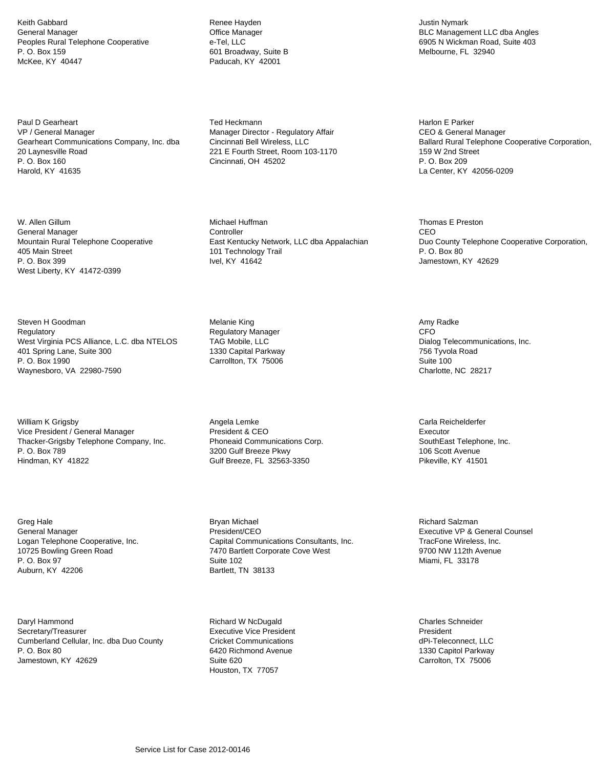Keith Gabbard
General Manager
Peoples Rural Telephone Cooperative
P. O. Box 159
McKee, KY 40447

Renee Hayden
Office Manager
e-Tel, LLC
601 Broadway, Suite B
Paducah, KY 42001

Justin Nymark
BLC Management LLC dba Angles
6905 N Wickman Road, Suite 403
Melbourne, FL 32940

Paul D Gearheart
VP / General Manager
Gearheart Communications Company, Inc. dba
20 Laynesville Road
P. O. Box 160
Harold, KY 41635

Ted Heckmann
Manager Director - Regulatory Affair
Cincinnati Bell Wireless, LLC
221 E Fourth Street, Room 103-1170
Cincinnati, OH 45202

Harlon E Parker
CEO & General Manager
Ballard Rural Telephone Cooperative Corporation,
159 W 2nd Street
P. O. Box 209
La Center, KY 42056-0209

W. Allen Gillum
General Manager
Mountain Rural Telephone Cooperative
405 Main Street
P. O. Box 399
West Liberty, KY 41472-0399

Michael Huffman
Controller
East Kentucky Network, LLC dba Appalachian
101 Technology Trail
Ivel, KY 41642

Thomas E Preston
CEO
Duo County Telephone Cooperative Corporation,
P. O. Box 80
Jamestown, KY 42629

Steven H Goodman
Regulatory
West Virginia PCS Alliance, L.C. dba NTELOS
401 Spring Lane, Suite 300
P. O. Box 1990
Waynesboro, VA 22980-7590

Melanie King
Regulatory Manager
TAG Mobile, LLC
1330 Capital Parkway
Carrollton, TX 75006

Amy Radke
CFO
Dialog Telecommunications, Inc.
756 Tyvola Road
Suite 100
Charlotte, NC 28217

William K Grigsby
Vice President / General Manager
Thacker-Grigsby Telephone Company, Inc.
P. O. Box 789
Hindman, KY 41822

Angela Lemke
President & CEO
Phoneaid Communications Corp.
3200 Gulf Breeze Pkwy
Gulf Breeze, FL 32563-3350

Carla Reichelderfer
Executor
SouthEast Telephone, Inc.
106 Scott Avenue
Pikeville, KY 41501

Greg Hale
General Manager
Logan Telephone Cooperative, Inc.
10725 Bowling Green Road
P. O. Box 97
Auburn, KY 42206

Bryan Michael
President/CEO
Capital Communications Consultants, Inc.
7470 Bartlett Corporate Cove West
Suite 102
Bartlett, TN 38133

Richard Salzman
Executive VP & General Counsel
TracFone Wireless, Inc.
9700 NW 112th Avenue
Miami, FL 33178

Daryl Hammond
Secretary/Treasurer
Cumberland Cellular, Inc. dba Duo County
P. O. Box 80
Jamestown, KY 42629

Richard W NcDugald
Executive Vice President
Cricket Communications
6420 Richmond Avenue
Suite 620
Houston, TX 77057

Charles Schneider
President
dPi-Teleconnect, LLC
1330 Capitol Parkway
Carrolton, TX 75006

Service List for Case 2012-00146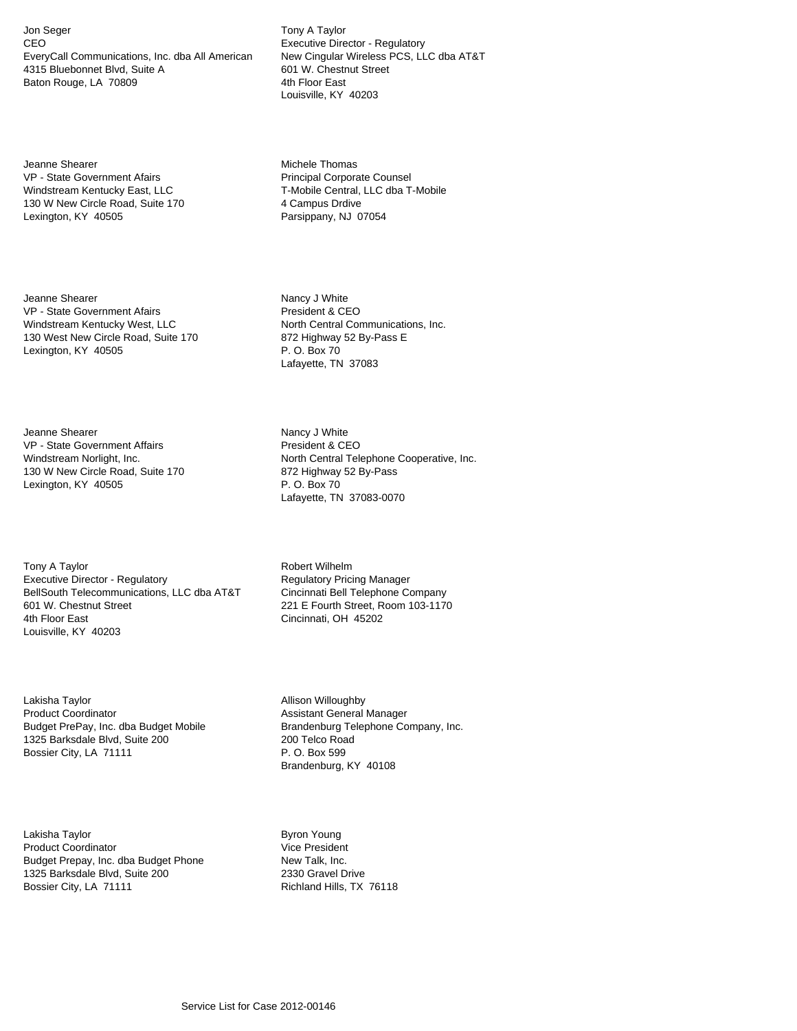Jon Seger
CEO
EveryCall Communications, Inc. dba All American
4315 Bluebonnet Blvd, Suite A
Baton Rouge, LA  70809

Tony A Taylor
Executive Director - Regulatory
New Cingular Wireless PCS, LLC dba AT&T
601 W. Chestnut Street
4th Floor East
Louisville, KY  40203

Jeanne Shearer
VP - State Government Afairs
Windstream Kentucky East, LLC
130 W New Circle Road, Suite 170
Lexington, KY  40505

Michele Thomas
Principal Corporate Counsel
T-Mobile Central, LLC dba T-Mobile
4 Campus Drdive
Parsippany, NJ  07054

Jeanne Shearer
VP - State Government Afairs
Windstream Kentucky West, LLC
130 West New Circle Road, Suite 170
Lexington, KY  40505

Nancy J White
President & CEO
North Central Communications, Inc.
872 Highway 52 By-Pass E
P. O. Box 70
Lafayette, TN  37083

Jeanne Shearer
VP - State Government Affairs
Windstream Norlight, Inc.
130 W New Circle Road, Suite 170
Lexington, KY  40505

Nancy J White
President & CEO
North Central Telephone Cooperative, Inc.
872 Highway 52 By-Pass
P. O. Box 70
Lafayette, TN  37083-0070

Tony A Taylor
Executive Director - Regulatory
BellSouth Telecommunications, LLC dba AT&T
601 W. Chestnut Street
4th Floor East
Louisville, KY  40203

Robert Wilhelm
Regulatory Pricing Manager
Cincinnati Bell Telephone Company
221 E Fourth Street, Room 103-1170
Cincinnati, OH  45202

Lakisha Taylor
Product Coordinator
Budget PrePay, Inc. dba Budget Mobile
1325 Barksdale Blvd, Suite 200
Bossier City, LA  71111

Allison Willoughby
Assistant General Manager
Brandenburg Telephone Company, Inc.
200 Telco Road
P. O. Box 599
Brandenburg, KY  40108

Lakisha Taylor
Product Coordinator
Budget Prepay, Inc. dba Budget Phone
1325 Barksdale Blvd, Suite 200
Bossier City, LA  71111

Byron Young
Vice President
New Talk, Inc.
2330 Gravel Drive
Richland Hills, TX  76118

Service List for Case 2012-00146